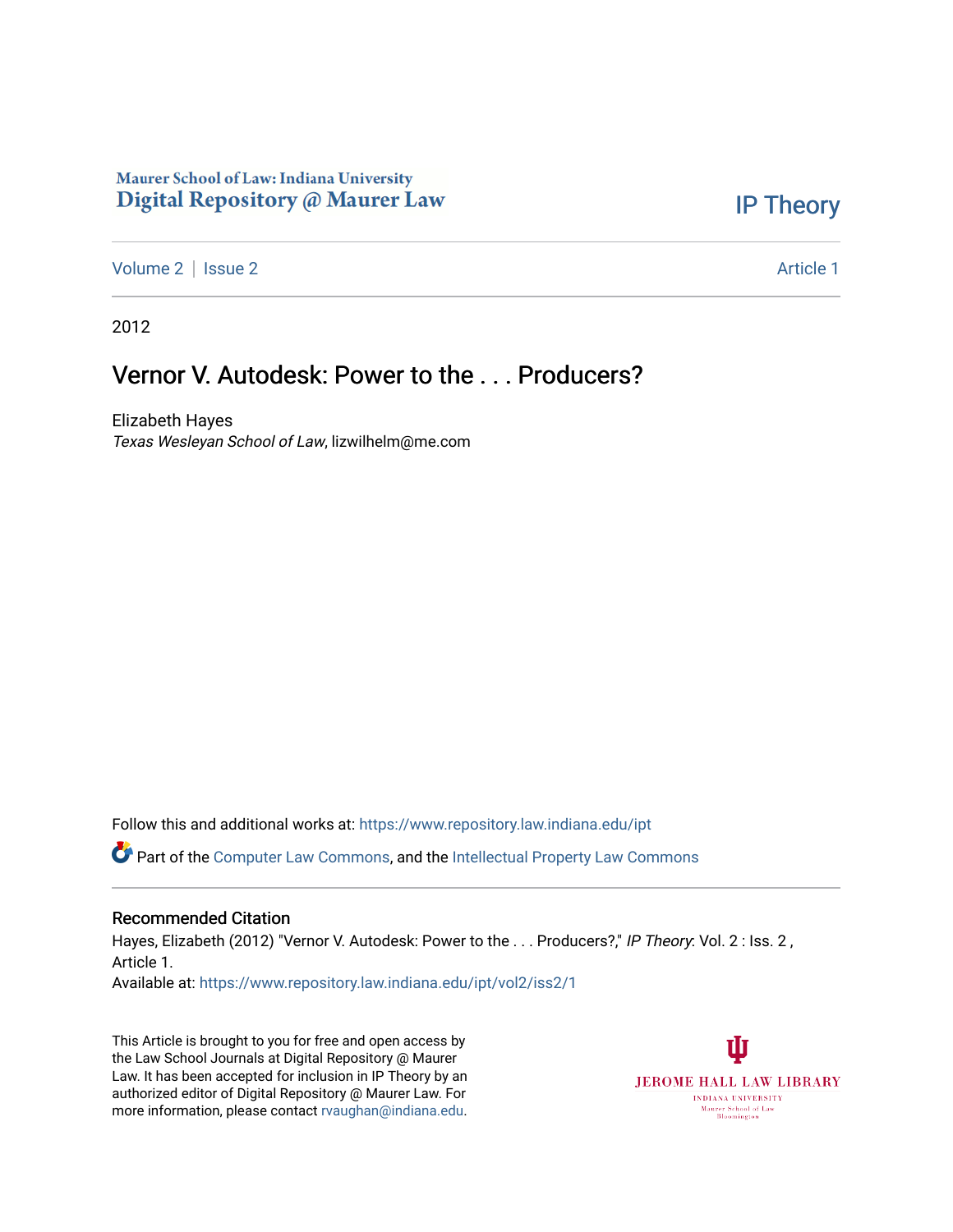Maurer School of Law: Indiana University
Digital Repository @ Maurer Law

IP Theory

Volume 2 | Issue 2

Article 1

2012

# Vernor V. Autodesk: Power to the . . . Producers?

Elizabeth Hayes
*Texas Wesleyan School of Law*, lizwilhelm@me.com

Follow this and additional works at: https://www.repository.law.indiana.edu/ipt

Part of the Computer Law Commons, and the Intellectual Property Law Commons

## Recommended Citation

Hayes, Elizabeth (2012) "Vernor V. Autodesk: Power to the . . . Producers?," *IP Theory*: Vol. 2 : Iss. 2 , Article 1.
Available at: https://www.repository.law.indiana.edu/ipt/vol2/iss2/1

This Article is brought to you for free and open access by the Law School Journals at Digital Repository @ Maurer Law. It has been accepted for inclusion in IP Theory by an authorized editor of Digital Repository @ Maurer Law. For more information, please contact rvaughan@indiana.edu.

JEROME HALL LAW LIBRARY
INDIANA UNIVERSITY
Maurer School of Law
Bloomington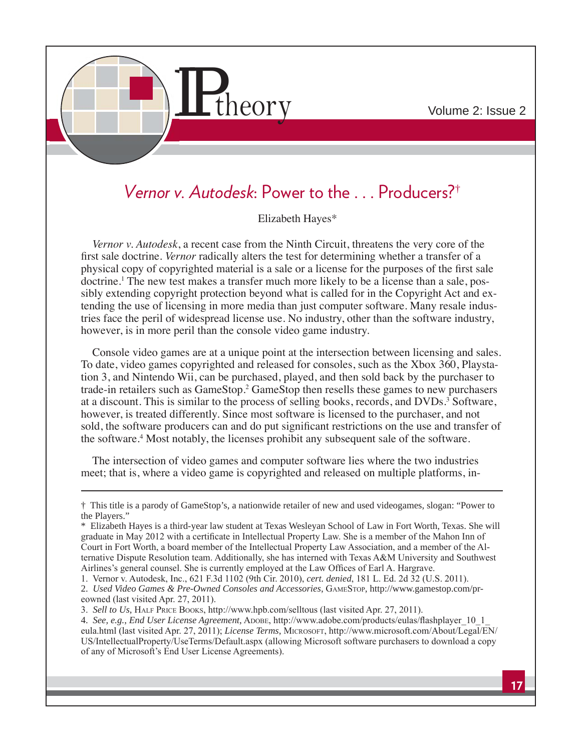# *Vernor v. Autodesk*: Power to the . . . Producers?†

Elizabeth Hayes*

*Vernor v. Autodesk*, a recent case from the Ninth Circuit, threatens the very core of the first sale doctrine. *Vernor* radically alters the test for determining whether a transfer of a physical copy of copyrighted material is a sale or a license for the purposes of the first sale doctrine.[1] The new test makes a transfer much more likely to be a license than a sale, possibly extending copyright protection beyond what is called for in the Copyright Act and extending the use of licensing in more media than just computer software. Many resale industries face the peril of widespread license use. No industry, other than the software industry, however, is in more peril than the console video game industry.

Console video games are at a unique point at the intersection between licensing and sales. To date, video games copyrighted and released for consoles, such as the Xbox 360, Playstation 3, and Nintendo Wii, can be purchased, played, and then sold back by the purchaser to trade-in retailers such as GameStop.[2] GameStop then resells these games to new purchasers at a discount. This is similar to the process of selling books, records, and DVDs.[3] Software, however, is treated differently. Since most software is licensed to the purchaser, and not sold, the software producers can and do put significant restrictions on the use and transfer of the software.[4] Most notably, the licenses prohibit any subsequent sale of the software.

The intersection of video games and computer software lies where the two industries meet; that is, where a video game is copyrighted and released on multiple platforms, in-

---

† This title is a parody of GameStop's, a nationwide retailer of new and used videogames, slogan: "Power to the Players."

\* Elizabeth Hayes is a third-year law student at Texas Wesleyan School of Law in Fort Worth, Texas. She will graduate in May 2012 with a certificate in Intellectual Property Law. She is a member of the Mahon Inn of Court in Fort Worth, a board member of the Intellectual Property Law Association, and a member of the Alternative Dispute Resolution team. Additionally, she has interned with Texas A&M University and Southwest Airlines's general counsel. She is currently employed at the Law Offices of Earl A. Hargrave.

1. Vernor v. Autodesk, Inc., 621 F.3d 1102 (9th Cir. 2010), *cert. denied*, 181 L. Ed. 2d 32 (U.S. 2011).

2. *Used Video Games & Pre-Owned Consoles and Accessories*, GameStop, http://www.gamestop.com/preowned (last visited Apr. 27, 2011).

3. *Sell to Us*, Half Price Books, http://www.hpb.com/selltous (last visited Apr. 27, 2011).

4. *See, e.g.*, *End User License Agreement*, Adobe, http://www.adobe.com/products/eulas/flashplayer_10_1_eula.html (last visited Apr. 27, 2011); *License Terms*, Microsoft, http://www.microsoft.com/About/Legal/EN/US/IntellectualProperty/UseTerms/Default.aspx (allowing Microsoft software purchasers to download a copy of any of Microsoft's End User License Agreements).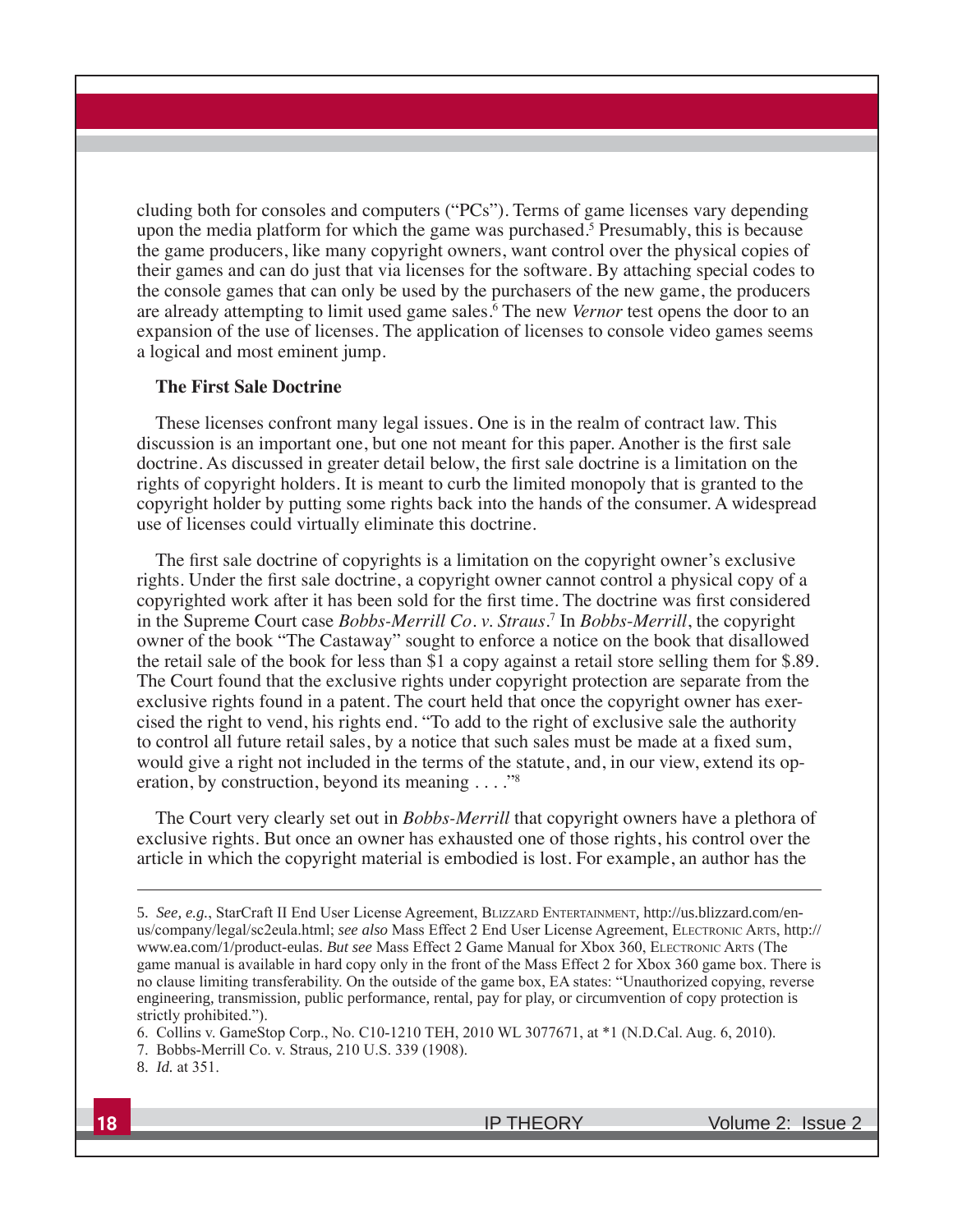cluding both for consoles and computers ("PCs"). Terms of game licenses vary depending upon the media platform for which the game was purchased.[5] Presumably, this is because the game producers, like many copyright owners, want control over the physical copies of their games and can do just that via licenses for the software. By attaching special codes to the console games that can only be used by the purchasers of the new game, the producers are already attempting to limit used game sales.[6] The new *Vernor* test opens the door to an expansion of the use of licenses. The application of licenses to console video games seems a logical and most eminent jump.

**The First Sale Doctrine**

These licenses confront many legal issues. One is in the realm of contract law. This discussion is an important one, but one not meant for this paper. Another is the first sale doctrine. As discussed in greater detail below, the first sale doctrine is a limitation on the rights of copyright holders. It is meant to curb the limited monopoly that is granted to the copyright holder by putting some rights back into the hands of the consumer. A widespread use of licenses could virtually eliminate this doctrine.

The first sale doctrine of copyrights is a limitation on the copyright owner's exclusive rights. Under the first sale doctrine, a copyright owner cannot control a physical copy of a copyrighted work after it has been sold for the first time. The doctrine was first considered in the Supreme Court case *Bobbs-Merrill Co. v. Straus*.[7] In *Bobbs-Merrill*, the copyright owner of the book "The Castaway" sought to enforce a notice on the book that disallowed the retail sale of the book for less than $1 a copy against a retail store selling them for $.89. The Court found that the exclusive rights under copyright protection are separate from the exclusive rights found in a patent. The court held that once the copyright owner has exercised the right to vend, his rights end. "To add to the right of exclusive sale the authority to control all future retail sales, by a notice that such sales must be made at a fixed sum, would give a right not included in the terms of the statute, and, in our view, extend its operation, by construction, beyond its meaning . . . ."[8]

The Court very clearly set out in *Bobbs-Merrill* that copyright owners have a plethora of exclusive rights. But once an owner has exhausted one of those rights, his control over the article in which the copyright material is embodied is lost. For example, an author has the

---

5. *See, e.g.*, StarCraft II End User License Agreement, Blizzard Entertainment, http://us.blizzard.com/en-us/company/legal/sc2eula.html; *see also* Mass Effect 2 End User License Agreement, Electronic Arts, http://www.ea.com/1/product-eulas. *But see* Mass Effect 2 Game Manual for Xbox 360, Electronic Arts (The game manual is available in hard copy only in the front of the Mass Effect 2 for Xbox 360 game box. There is no clause limiting transferability. On the outside of the game box, EA states: "Unauthorized copying, reverse engineering, transmission, public performance, rental, pay for play, or circumvention of copy protection is strictly prohibited.").

6. Collins v. GameStop Corp., No. C10-1210 TEH, 2010 WL 3077671, at *1 (N.D.Cal. Aug. 6, 2010).

7. Bobbs-Merrill Co. v. Straus, 210 U.S. 339 (1908).

8. *Id.* at 351.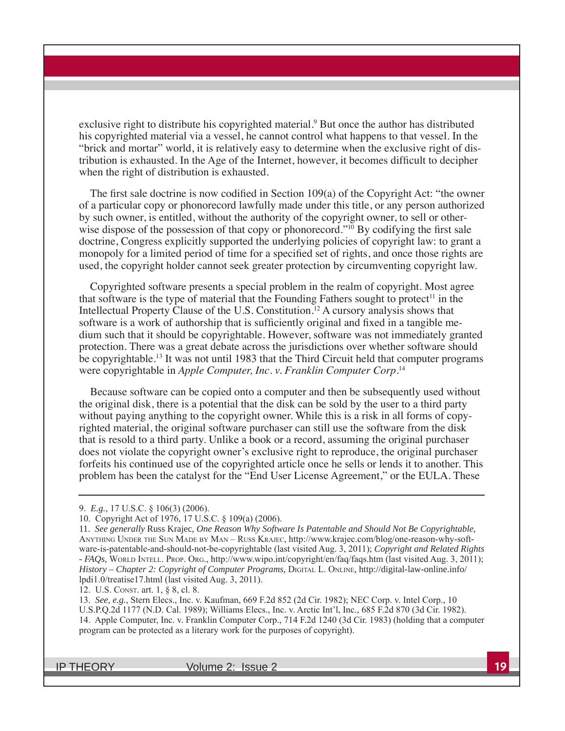exclusive right to distribute his copyrighted material.[9] But once the author has distributed his copyrighted material via a vessel, he cannot control what happens to that vessel. In the "brick and mortar" world, it is relatively easy to determine when the exclusive right of distribution is exhausted. In the Age of the Internet, however, it becomes difficult to decipher when the right of distribution is exhausted.

The first sale doctrine is now codified in Section 109(a) of the Copyright Act: "the owner of a particular copy or phonorecord lawfully made under this title, or any person authorized by such owner, is entitled, without the authority of the copyright owner, to sell or otherwise dispose of the possession of that copy or phonorecord."[10] By codifying the first sale doctrine, Congress explicitly supported the underlying policies of copyright law: to grant a monopoly for a limited period of time for a specified set of rights, and once those rights are used, the copyright holder cannot seek greater protection by circumventing copyright law.

Copyrighted software presents a special problem in the realm of copyright. Most agree that software is the type of material that the Founding Fathers sought to protect[11] in the Intellectual Property Clause of the U.S. Constitution.[12] A cursory analysis shows that software is a work of authorship that is sufficiently original and fixed in a tangible medium such that it should be copyrightable. However, software was not immediately granted protection. There was a great debate across the jurisdictions over whether software should be copyrightable.[13] It was not until 1983 that the Third Circuit held that computer programs were copyrightable in *Apple Computer, Inc. v. Franklin Computer Corp*.[14]

Because software can be copied onto a computer and then be subsequently used without the original disk, there is a potential that the disk can be sold by the user to a third party without paying anything to the copyright owner. While this is a risk in all forms of copyrighted material, the original software purchaser can still use the software from the disk that is resold to a third party. Unlike a book or a record, assuming the original purchaser does not violate the copyright owner's exclusive right to reproduce, the original purchaser forfeits his continued use of the copyrighted article once he sells or lends it to another. This problem has been the catalyst for the "End User License Agreement," or the EULA. These

---

9. *E.g.*, 17 U.S.C. § 106(3) (2006).

10. Copyright Act of 1976, 17 U.S.C. § 109(a) (2006).

11. *See generally* Russ Krajec, *One Reason Why Software Is Patentable and Should Not Be Copyrightable*, Anything Under the Sun Made by Man – Russ Krajec, http://www.krajec.com/blog/one-reason-why-software-is-patentable-and-should-not-be-copyrightable (last visited Aug. 3, 2011); *Copyright and Related Rights - FAQs*, World Intell. Prop. Org., http://www.wipo.int/copyright/en/faq/faqs.htm (last visited Aug. 3, 2011); *History – Chapter 2: Copyright of Computer Programs*, Digital L. Online, http://digital-law-online.info/lpdi1.0/treatise17.html (last visited Aug. 3, 2011).

12. U.S. Const. art. 1, § 8, cl. 8.

13. *See, e.g.*, Stern Elecs., Inc. v. Kaufman, 669 F.2d 852 (2d Cir. 1982); NEC Corp. v. Intel Corp., 10 U.S.P.Q.2d 1177 (N.D. Cal. 1989); Williams Elecs., Inc. v. Arctic Int'l, Inc., 685 F.2d 870 (3d Cir. 1982).

14. Apple Computer, Inc. v. Franklin Computer Corp., 714 F.2d 1240 (3d Cir. 1983) (holding that a computer program can be protected as a literary work for the purposes of copyright).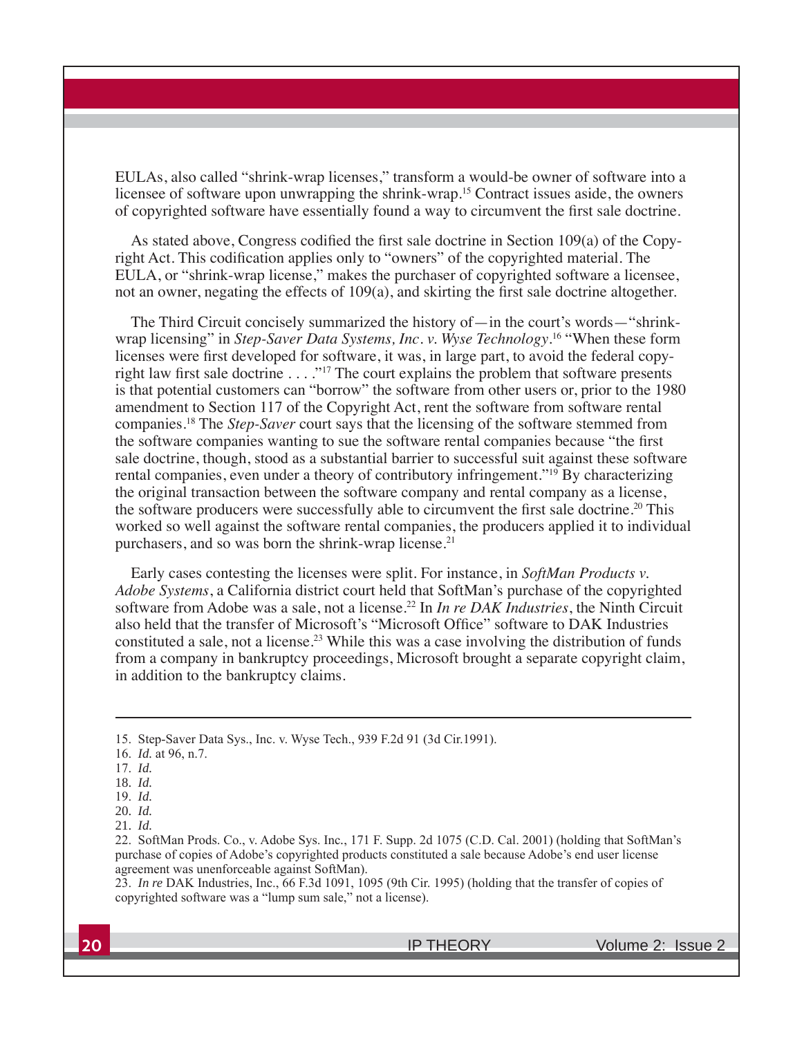EULAs, also called "shrink-wrap licenses," transform a would-be owner of software into a licensee of software upon unwrapping the shrink-wrap.[15] Contract issues aside, the owners of copyrighted software have essentially found a way to circumvent the first sale doctrine.

As stated above, Congress codified the first sale doctrine in Section 109(a) of the Copyright Act. This codification applies only to "owners" of the copyrighted material. The EULA, or "shrink-wrap license," makes the purchaser of copyrighted software a licensee, not an owner, negating the effects of 109(a), and skirting the first sale doctrine altogether.

The Third Circuit concisely summarized the history of—in the court's words—"shrink-wrap licensing" in *Step-Saver Data Systems, Inc. v. Wyse Technology*.[16] "When these form licenses were first developed for software, it was, in large part, to avoid the federal copyright law first sale doctrine . . . ."[17] The court explains the problem that software presents is that potential customers can "borrow" the software from other users or, prior to the 1980 amendment to Section 117 of the Copyright Act, rent the software from software rental companies.[18] The *Step-Saver* court says that the licensing of the software stemmed from the software companies wanting to sue the software rental companies because "the first sale doctrine, though, stood as a substantial barrier to successful suit against these software rental companies, even under a theory of contributory infringement."[19] By characterizing the original transaction between the software company and rental company as a license, the software producers were successfully able to circumvent the first sale doctrine.[20] This worked so well against the software rental companies, the producers applied it to individual purchasers, and so was born the shrink-wrap license.[21]

Early cases contesting the licenses were split. For instance, in *SoftMan Products v. Adobe Systems*, a California district court held that SoftMan's purchase of the copyrighted software from Adobe was a sale, not a license.[22] In *In re DAK Industries*, the Ninth Circuit also held that the transfer of Microsoft's "Microsoft Office" software to DAK Industries constituted a sale, not a license.[23] While this was a case involving the distribution of funds from a company in bankruptcy proceedings, Microsoft brought a separate copyright claim, in addition to the bankruptcy claims.

---

15. Step-Saver Data Sys., Inc. v. Wyse Tech., 939 F.2d 91 (3d Cir.1991).
16. *Id.* at 96, n.7.
17. *Id.*
18. *Id.*
19. *Id.*
20. *Id.*
21. *Id.*
22. SoftMan Prods. Co., v. Adobe Sys. Inc., 171 F. Supp. 2d 1075 (C.D. Cal. 2001) (holding that SoftMan's purchase of copies of Adobe's copyrighted products constituted a sale because Adobe's end user license agreement was unenforceable against SoftMan).
23. *In re* DAK Industries, Inc., 66 F.3d 1091, 1095 (9th Cir. 1995) (holding that the transfer of copies of copyrighted software was a "lump sum sale," not a license).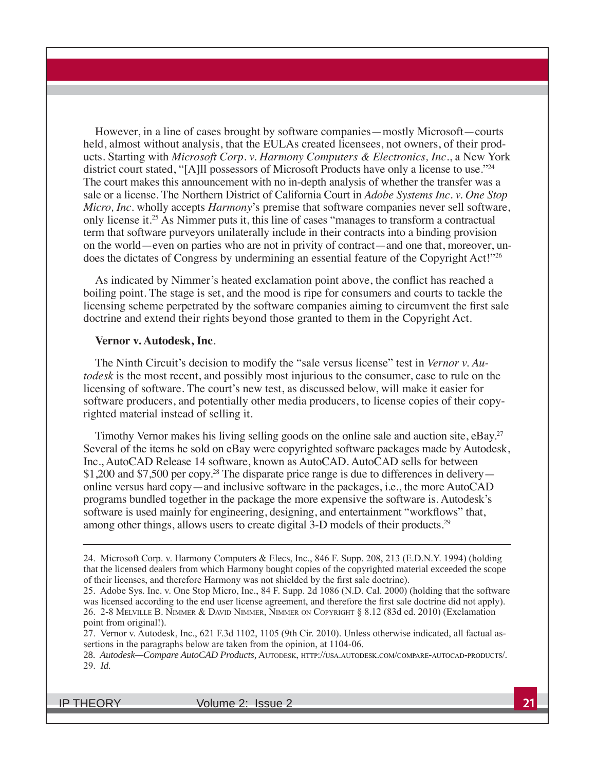However, in a line of cases brought by software companies—mostly Microsoft—courts held, almost without analysis, that the EULAs created licensees, not owners, of their products. Starting with *Microsoft Corp. v. Harmony Computers & Electronics, Inc.*, a New York district court stated, "[A]ll possessors of Microsoft Products have only a license to use."[24] The court makes this announcement with no in-depth analysis of whether the transfer was a sale or a license. The Northern District of California Court in *Adobe Systems Inc. v. One Stop Micro, Inc.* wholly accepts *Harmony*'s premise that software companies never sell software, only license it.[25] As Nimmer puts it, this line of cases "manages to transform a contractual term that software purveyors unilaterally include in their contracts into a binding provision on the world—even on parties who are not in privity of contract—and one that, moreover, undoes the dictates of Congress by undermining an essential feature of the Copyright Act!"[26]

As indicated by Nimmer's heated exclamation point above, the conflict has reached a boiling point. The stage is set, and the mood is ripe for consumers and courts to tackle the licensing scheme perpetrated by the software companies aiming to circumvent the first sale doctrine and extend their rights beyond those granted to them in the Copyright Act.

**Vernor v. Autodesk, Inc.**

The Ninth Circuit's decision to modify the "sale versus license" test in *Vernor v. Autodesk* is the most recent, and possibly most injurious to the consumer, case to rule on the licensing of software. The court's new test, as discussed below, will make it easier for software producers, and potentially other media producers, to license copies of their copyrighted material instead of selling it.

Timothy Vernor makes his living selling goods on the online sale and auction site, eBay.[27] Several of the items he sold on eBay were copyrighted software packages made by Autodesk, Inc., AutoCAD Release 14 software, known as AutoCAD. AutoCAD sells for between $1,200 and $7,500 per copy.[28] The disparate price range is due to differences in delivery—online versus hard copy—and inclusive software in the packages, i.e., the more AutoCAD programs bundled together in the package the more expensive the software is. Autodesk's software is used mainly for engineering, designing, and entertainment "workflows" that, among other things, allows users to create digital 3-D models of their products.[29]

---

24. Microsoft Corp. v. Harmony Computers & Elecs, Inc., 846 F. Supp. 208, 213 (E.D.N.Y. 1994) (holding that the licensed dealers from which Harmony bought copies of the copyrighted material exceeded the scope of their licenses, and therefore Harmony was not shielded by the first sale doctrine).

25. Adobe Sys. Inc. v. One Stop Micro, Inc., 84 F. Supp. 2d 1086 (N.D. Cal. 2000) (holding that the software was licensed according to the end user license agreement, and therefore the first sale doctrine did not apply).

26. 2-8 Melville B. Nimmer & David Nimmer, Nimmer on Copyright § 8.12 (83d ed. 2010) (Exclamation point from original!).

27. Vernor v. Autodesk, Inc., 621 F.3d 1102, 1105 (9th Cir. 2010). Unless otherwise indicated, all factual assertions in the paragraphs below are taken from the opinion, at 1104-06.

28. *Autodesk—Compare AutoCAD Products*, Autodesk, http://usa.autodesk.com/compare-autocad-products/.

29. *Id.*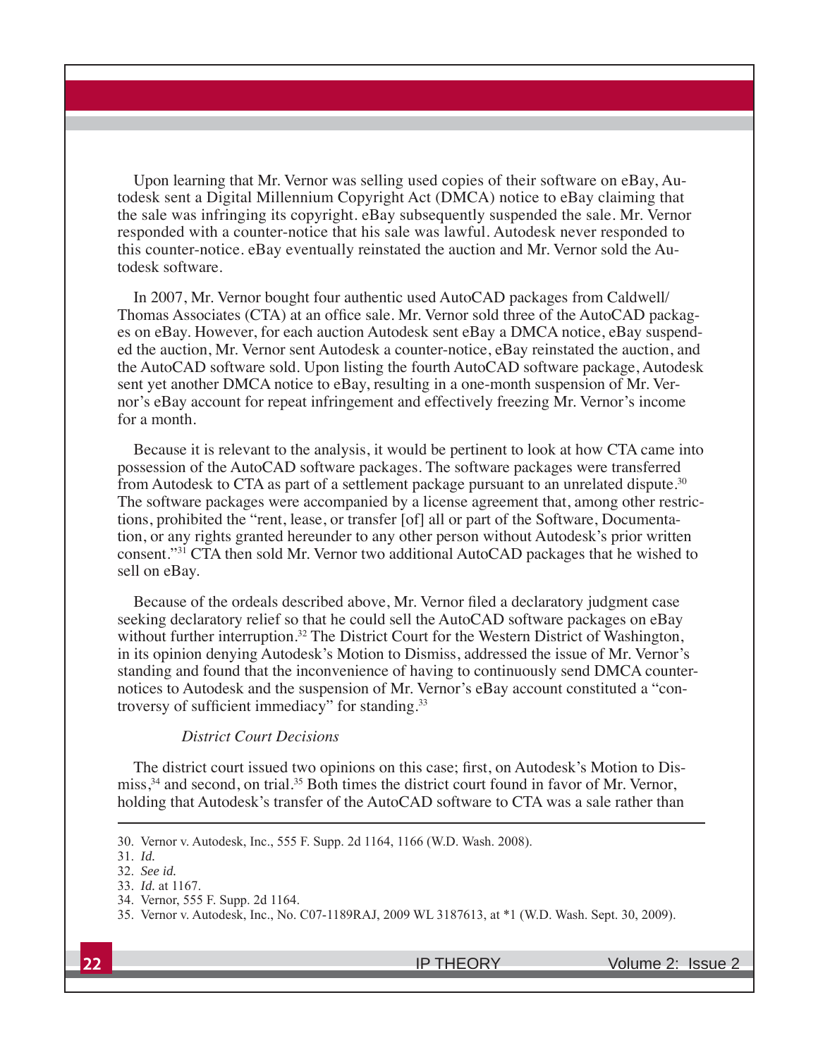Upon learning that Mr. Vernor was selling used copies of their software on eBay, Autodesk sent a Digital Millennium Copyright Act (DMCA) notice to eBay claiming that the sale was infringing its copyright. eBay subsequently suspended the sale. Mr. Vernor responded with a counter-notice that his sale was lawful. Autodesk never responded to this counter-notice. eBay eventually reinstated the auction and Mr. Vernor sold the Autodesk software.

In 2007, Mr. Vernor bought four authentic used AutoCAD packages from Caldwell/Thomas Associates (CTA) at an office sale. Mr. Vernor sold three of the AutoCAD packages on eBay. However, for each auction Autodesk sent eBay a DMCA notice, eBay suspended the auction, Mr. Vernor sent Autodesk a counter-notice, eBay reinstated the auction, and the AutoCAD software sold. Upon listing the fourth AutoCAD software package, Autodesk sent yet another DMCA notice to eBay, resulting in a one-month suspension of Mr. Vernor's eBay account for repeat infringement and effectively freezing Mr. Vernor's income for a month.

Because it is relevant to the analysis, it would be pertinent to look at how CTA came into possession of the AutoCAD software packages. The software packages were transferred from Autodesk to CTA as part of a settlement package pursuant to an unrelated dispute.[30] The software packages were accompanied by a license agreement that, among other restrictions, prohibited the "rent, lease, or transfer [of] all or part of the Software, Documentation, or any rights granted hereunder to any other person without Autodesk's prior written consent."[31] CTA then sold Mr. Vernor two additional AutoCAD packages that he wished to sell on eBay.

Because of the ordeals described above, Mr. Vernor filed a declaratory judgment case seeking declaratory relief so that he could sell the AutoCAD software packages on eBay without further interruption.[32] The District Court for the Western District of Washington, in its opinion denying Autodesk's Motion to Dismiss, addressed the issue of Mr. Vernor's standing and found that the inconvenience of having to continuously send DMCA counter-notices to Autodesk and the suspension of Mr. Vernor's eBay account constituted a "controversy of sufficient immediacy" for standing.[33]

### *District Court Decisions*

The district court issued two opinions on this case; first, on Autodesk's Motion to Dismiss,[34] and second, on trial.[35] Both times the district court found in favor of Mr. Vernor, holding that Autodesk's transfer of the AutoCAD software to CTA was a sale rather than

---

30. Vernor v. Autodesk, Inc., 555 F. Supp. 2d 1164, 1166 (W.D. Wash. 2008).

31. *Id.*

32. *See id.*

33. *Id.* at 1167.

34. Vernor, 555 F. Supp. 2d 1164.

35. Vernor v. Autodesk, Inc., No. C07-1189RAJ, 2009 WL 3187613, at *1 (W.D. Wash. Sept. 30, 2009).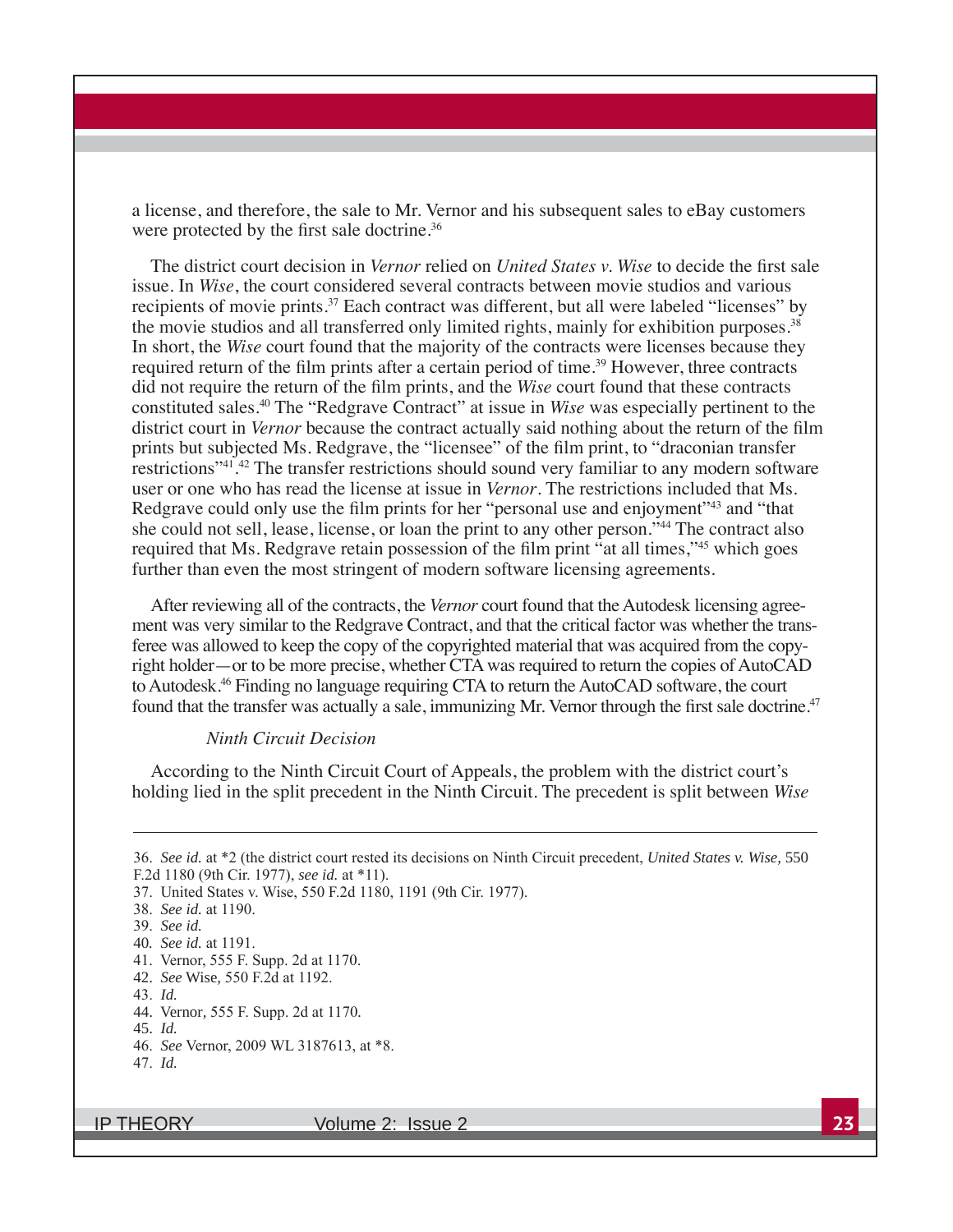a license, and therefore, the sale to Mr. Vernor and his subsequent sales to eBay customers were protected by the first sale doctrine.[36]

The district court decision in *Vernor* relied on *United States v. Wise* to decide the first sale issue. In *Wise*, the court considered several contracts between movie studios and various recipients of movie prints.[37] Each contract was different, but all were labeled "licenses" by the movie studios and all transferred only limited rights, mainly for exhibition purposes.[38] In short, the *Wise* court found that the majority of the contracts were licenses because they required return of the film prints after a certain period of time.[39] However, three contracts did not require the return of the film prints, and the *Wise* court found that these contracts constituted sales.[40] The "Redgrave Contract" at issue in *Wise* was especially pertinent to the district court in *Vernor* because the contract actually said nothing about the return of the film prints but subjected Ms. Redgrave, the "licensee" of the film print, to "draconian transfer restrictions"[41].[42] The transfer restrictions should sound very familiar to any modern software user or one who has read the license at issue in *Vernor*. The restrictions included that Ms. Redgrave could only use the film prints for her "personal use and enjoyment"[43] and "that she could not sell, lease, license, or loan the print to any other person."[44] The contract also required that Ms. Redgrave retain possession of the film print "at all times,"[45] which goes further than even the most stringent of modern software licensing agreements.

After reviewing all of the contracts, the *Vernor* court found that the Autodesk licensing agreement was very similar to the Redgrave Contract, and that the critical factor was whether the transferee was allowed to keep the copy of the copyrighted material that was acquired from the copyright holder—or to be more precise, whether CTA was required to return the copies of AutoCAD to Autodesk.[46] Finding no language requiring CTA to return the AutoCAD software, the court found that the transfer was actually a sale, immunizing Mr. Vernor through the first sale doctrine.[47]

*Ninth Circuit Decision*

According to the Ninth Circuit Court of Appeals, the problem with the district court's holding lied in the split precedent in the Ninth Circuit. The precedent is split between *Wise*

---

36. *See id.* at *2 (the district court rested its decisions on Ninth Circuit precedent, *United States v. Wise,* 550 F.2d 1180 (9th Cir. 1977), *see id.* at *11).
37. United States v. Wise, 550 F.2d 1180, 1191 (9th Cir. 1977).
38. *See id.* at 1190.
39. *See id.*
40. *See id.* at 1191.
41. Vernor, 555 F. Supp. 2d at 1170.
42. *See* Wise, 550 F.2d at 1192.
43. *Id.*
44. Vernor, 555 F. Supp. 2d at 1170.
45. *Id.*
46. *See* Vernor, 2009 WL 3187613, at *8.
47. *Id.*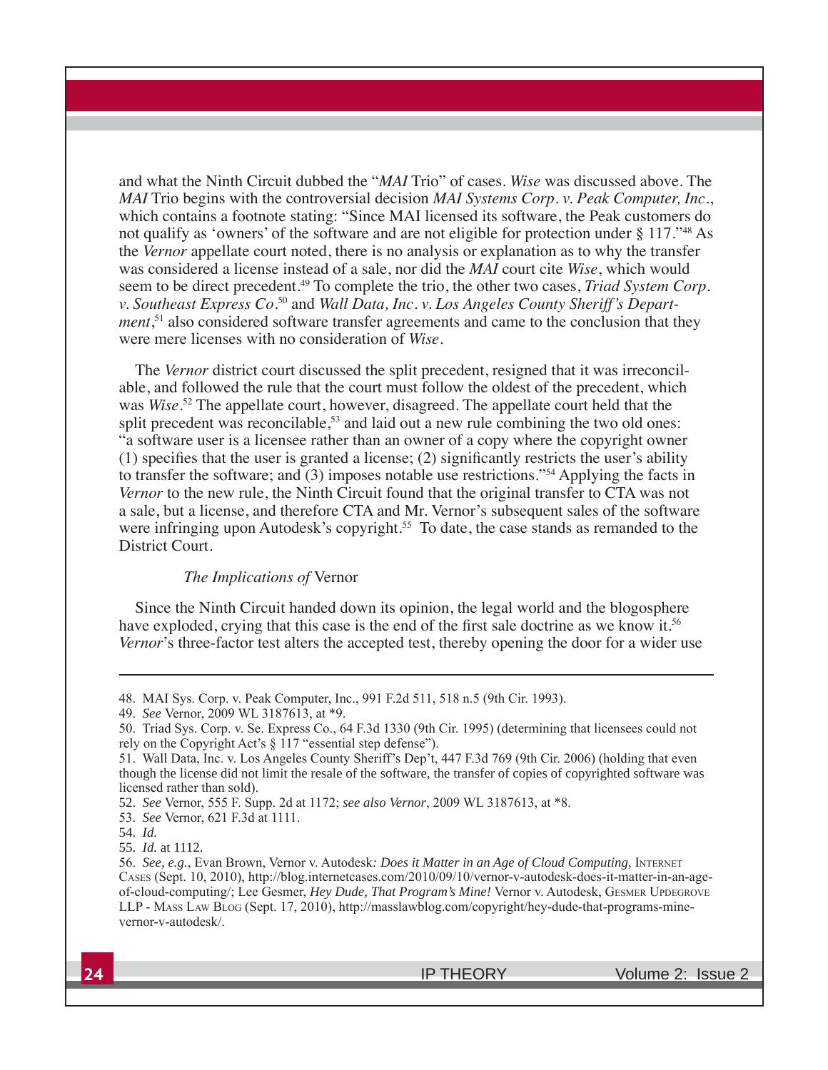and what the Ninth Circuit dubbed the "*MAI* Trio" of cases. *Wise* was discussed above. The *MAI* Trio begins with the controversial decision *MAI Systems Corp. v. Peak Computer, Inc.*, which contains a footnote stating: "Since MAI licensed its software, the Peak customers do not qualify as 'owners' of the software and are not eligible for protection under § 117."[48] As the *Vernor* appellate court noted, there is no analysis or explanation as to why the transfer was considered a license instead of a sale, nor did the *MAI* court cite *Wise*, which would seem to be direct precedent.[49] To complete the trio, the other two cases, *Triad System Corp. v. Southeast Express Co.*[50] and *Wall Data, Inc. v. Los Angeles County Sheriff's Department*,[51] also considered software transfer agreements and came to the conclusion that they were mere licenses with no consideration of *Wise*.

The *Vernor* district court discussed the split precedent, resigned that it was irreconcilable, and followed the rule that the court must follow the oldest of the precedent, which was *Wise*.[52] The appellate court, however, disagreed. The appellate court held that the split precedent was reconcilable,[53] and laid out a new rule combining the two old ones: "a software user is a licensee rather than an owner of a copy where the copyright owner (1) specifies that the user is granted a license; (2) significantly restricts the user's ability to transfer the software; and (3) imposes notable use restrictions."[54] Applying the facts in *Vernor* to the new rule, the Ninth Circuit found that the original transfer to CTA was not a sale, but a license, and therefore CTA and Mr. Vernor's subsequent sales of the software were infringing upon Autodesk's copyright.[55] To date, the case stands as remanded to the District Court.

### *The Implications of* Vernor

Since the Ninth Circuit handed down its opinion, the legal world and the blogosphere have exploded, crying that this case is the end of the first sale doctrine as we know it.[56] *Vernor*'s three-factor test alters the accepted test, thereby opening the door for a wider use

---

48. MAI Sys. Corp. v. Peak Computer, Inc., 991 F.2d 511, 518 n.5 (9th Cir. 1993).

49. *See* Vernor, 2009 WL 3187613, at *9.

50. Triad Sys. Corp. v. Se. Express Co., 64 F.3d 1330 (9th Cir. 1995) (determining that licensees could not rely on the Copyright Act's § 117 "essential step defense").

51. Wall Data, Inc. v. Los Angeles County Sheriff's Dep't, 447 F.3d 769 (9th Cir. 2006) (holding that even though the license did not limit the resale of the software, the transfer of copies of copyrighted software was licensed rather than sold).

52. *See* Vernor, 555 F. Supp. 2d at 1172; *see also Vernor*, 2009 WL 3187613, at *8.

53. *See* Vernor, 621 F.3d at 1111.

54. *Id.*

55. *Id.* at 1112.

56. *See, e.g.*, Evan Brown, *Vernor v. Autodesk: Does it Matter in an Age of Cloud Computing*, Internet Cases (Sept. 10, 2010), http://blog.internetcases.com/2010/09/10/vernor-v-autodesk-does-it-matter-in-an-age-of-cloud-computing/; Lee Gesmer, *Hey Dude, That Program's Mine!* Vernor v. Autodesk, Gesmer Updegrove LLP - Mass Law Blog (Sept. 17, 2010), http://masslawblog.com/copyright/hey-dude-that-programs-mine-vernor-v-autodesk/.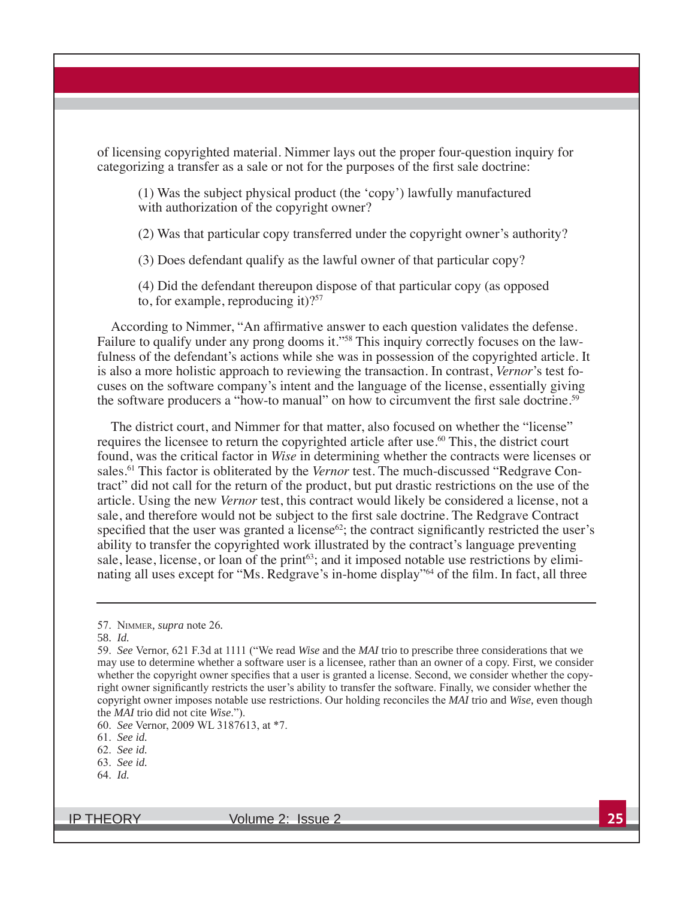of licensing copyrighted material. Nimmer lays out the proper four-question inquiry for categorizing a transfer as a sale or not for the purposes of the first sale doctrine:

> (1) Was the subject physical product (the 'copy') lawfully manufactured with authorization of the copyright owner?
>
> (2) Was that particular copy transferred under the copyright owner's authority?
>
> (3) Does defendant qualify as the lawful owner of that particular copy?
>
> (4) Did the defendant thereupon dispose of that particular copy (as opposed to, for example, reproducing it)?[57]

According to Nimmer, "An affirmative answer to each question validates the defense. Failure to qualify under any prong dooms it."[58] This inquiry correctly focuses on the lawfulness of the defendant's actions while she was in possession of the copyrighted article. It is also a more holistic approach to reviewing the transaction. In contrast, *Vernor*'s test focuses on the software company's intent and the language of the license, essentially giving the software producers a "how-to manual" on how to circumvent the first sale doctrine.[59]

The district court, and Nimmer for that matter, also focused on whether the "license" requires the licensee to return the copyrighted article after use.[60] This, the district court found, was the critical factor in *Wise* in determining whether the contracts were licenses or sales.[61] This factor is obliterated by the *Vernor* test. The much-discussed "Redgrave Contract" did not call for the return of the product, but put drastic restrictions on the use of the article. Using the new *Vernor* test, this contract would likely be considered a license, not a sale, and therefore would not be subject to the first sale doctrine. The Redgrave Contract specified that the user was granted a license[62]; the contract significantly restricted the user's ability to transfer the copyrighted work illustrated by the contract's language preventing sale, lease, license, or loan of the print[63]; and it imposed notable use restrictions by eliminating all uses except for "Ms. Redgrave's in-home display"[64] of the film. In fact, all three

---

57. Nimmer, *supra* note 26.

58. *Id.*

59. *See* Vernor, 621 F.3d at 1111 ("We read *Wise* and the *MAI* trio to prescribe three considerations that we may use to determine whether a software user is a licensee, rather than an owner of a copy. First, we consider whether the copyright owner specifies that a user is granted a license. Second, we consider whether the copyright owner significantly restricts the user's ability to transfer the software. Finally, we consider whether the copyright owner imposes notable use restrictions. Our holding reconciles the *MAI* trio and *Wise,* even though the *MAI* trio did not cite *Wise*.").

60. *See* Vernor, 2009 WL 3187613, at *7.

61. *See id.*

62. *See id.*

63. *See id.*

64. *Id.*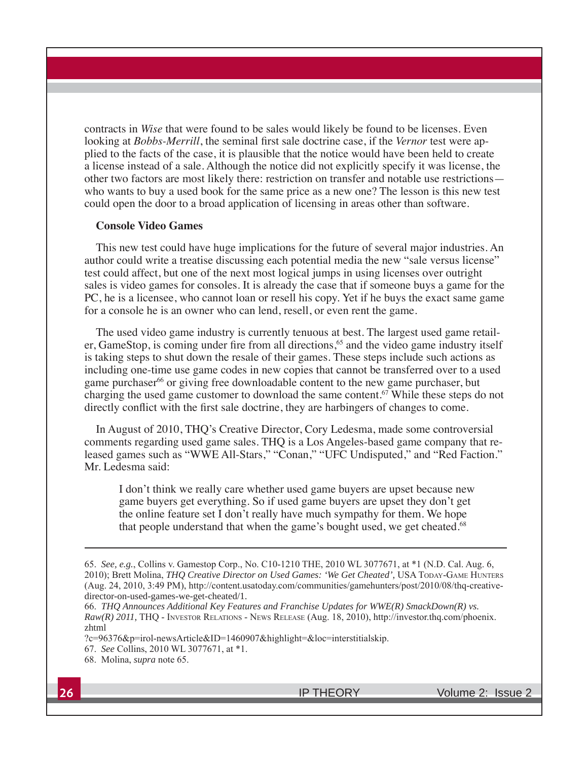contracts in *Wise* that were found to be sales would likely be found to be licenses. Even looking at *Bobbs-Merrill*, the seminal first sale doctrine case, if the *Vernor* test were applied to the facts of the case, it is plausible that the notice would have been held to create a license instead of a sale. Although the notice did not explicitly specify it was license, the other two factors are most likely there: restriction on transfer and notable use restrictions—who wants to buy a used book for the same price as a new one? The lesson is this new test could open the door to a broad application of licensing in areas other than software.

### Console Video Games

This new test could have huge implications for the future of several major industries. An author could write a treatise discussing each potential media the new "sale versus license" test could affect, but one of the next most logical jumps in using licenses over outright sales is video games for consoles. It is already the case that if someone buys a game for the PC, he is a licensee, who cannot loan or resell his copy. Yet if he buys the exact same game for a console he is an owner who can lend, resell, or even rent the game.

The used video game industry is currently tenuous at best. The largest used game retailer, GameStop, is coming under fire from all directions,[65] and the video game industry itself is taking steps to shut down the resale of their games. These steps include such actions as including one-time use game codes in new copies that cannot be transferred over to a used game purchaser[66] or giving free downloadable content to the new game purchaser, but charging the used game customer to download the same content.[67] While these steps do not directly conflict with the first sale doctrine, they are harbingers of changes to come.

In August of 2010, THQ's Creative Director, Cory Ledesma, made some controversial comments regarding used game sales. THQ is a Los Angeles-based game company that released games such as "WWE All-Stars," "Conan," "UFC Undisputed," and "Red Faction." Mr. Ledesma said:

> I don't think we really care whether used game buyers are upset because new game buyers get everything. So if used game buyers are upset they don't get the online feature set I don't really have much sympathy for them. We hope that people understand that when the game's bought used, we get cheated.[68]

---

65. *See, e.g.*, Collins v. Gamestop Corp., No. C10-1210 THE, 2010 WL 3077671, at *1 (N.D. Cal. Aug. 6, 2010); Brett Molina, *THQ Creative Director on Used Games: 'We Get Cheated'*, USA Today-Game Hunters (Aug. 24, 2010, 3:49 PM), http://content.usatoday.com/communities/gamehunters/post/2010/08/thq-creative-director-on-used-games-we-get-cheated/1.

66. *THQ Announces Additional Key Features and Franchise Updates for WWE(R) SmackDown(R) vs. Raw(R) 2011,* THQ - Investor Relations - News Release (Aug. 18, 2010), http://investor.thq.com/phoenix.zhtml ?c=96376&p=irol-newsArticle&ID=1460907&highlight=&loc=interstitialskip.

67. *See* Collins, 2010 WL 3077671, at *1.

68. Molina, *supra* note 65.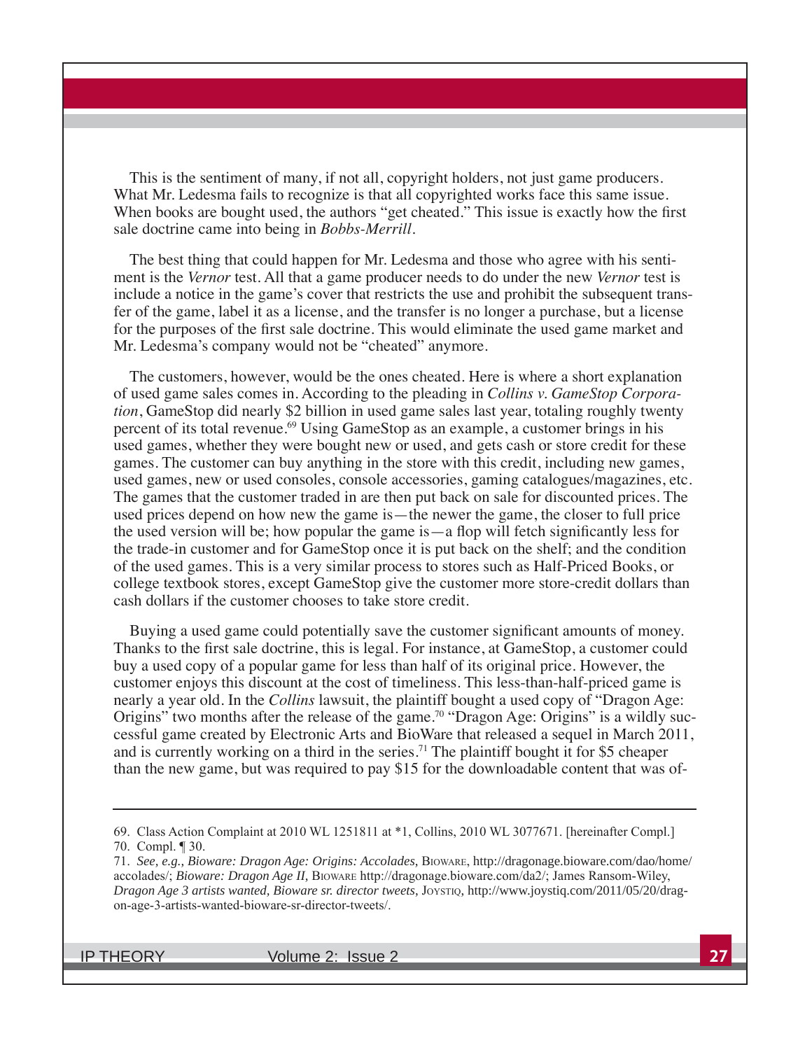This is the sentiment of many, if not all, copyright holders, not just game producers. What Mr. Ledesma fails to recognize is that all copyrighted works face this same issue. When books are bought used, the authors "get cheated." This issue is exactly how the first sale doctrine came into being in *Bobbs-Merrill*.

The best thing that could happen for Mr. Ledesma and those who agree with his sentiment is the *Vernor* test. All that a game producer needs to do under the new *Vernor* test is include a notice in the game's cover that restricts the use and prohibit the subsequent transfer of the game, label it as a license, and the transfer is no longer a purchase, but a license for the purposes of the first sale doctrine. This would eliminate the used game market and Mr. Ledesma's company would not be "cheated" anymore.

The customers, however, would be the ones cheated. Here is where a short explanation of used game sales comes in. According to the pleading in *Collins v. GameStop Corporation*, GameStop did nearly $2 billion in used game sales last year, totaling roughly twenty percent of its total revenue.[69] Using GameStop as an example, a customer brings in his used games, whether they were bought new or used, and gets cash or store credit for these games. The customer can buy anything in the store with this credit, including new games, used games, new or used consoles, console accessories, gaming catalogues/magazines, etc. The games that the customer traded in are then put back on sale for discounted prices. The used prices depend on how new the game is—the newer the game, the closer to full price the used version will be; how popular the game is—a flop will fetch significantly less for the trade-in customer and for GameStop once it is put back on the shelf; and the condition of the used games. This is a very similar process to stores such as Half-Priced Books, or college textbook stores, except GameStop give the customer more store-credit dollars than cash dollars if the customer chooses to take store credit.

Buying a used game could potentially save the customer significant amounts of money. Thanks to the first sale doctrine, this is legal. For instance, at GameStop, a customer could buy a used copy of a popular game for less than half of its original price. However, the customer enjoys this discount at the cost of timeliness. This less-than-half-priced game is nearly a year old. In the *Collins* lawsuit, the plaintiff bought a used copy of "Dragon Age: Origins" two months after the release of the game.[70] "Dragon Age: Origins" is a wildly successful game created by Electronic Arts and BioWare that released a sequel in March 2011, and is currently working on a third in the series.[71] The plaintiff bought it for $5 cheaper than the new game, but was required to pay $15 for the downloadable content that was of-

---

69. Class Action Complaint at 2010 WL 1251811 at *1, Collins, 2010 WL 3077671. [hereinafter Compl.]

70. Compl. ¶ 30.

71. *See, e.g.*, *Bioware: Dragon Age: Origins: Accolades*, Bioware, http://dragonage.bioware.com/dao/home/accolades/; *Bioware: Dragon Age II*, Bioware http://dragonage.bioware.com/da2/; James Ransom-Wiley, *Dragon Age 3 artists wanted, Bioware sr. director tweets*, Joystiq, http://www.joystiq.com/2011/05/20/dragon-age-3-artists-wanted-bioware-sr-director-tweets/.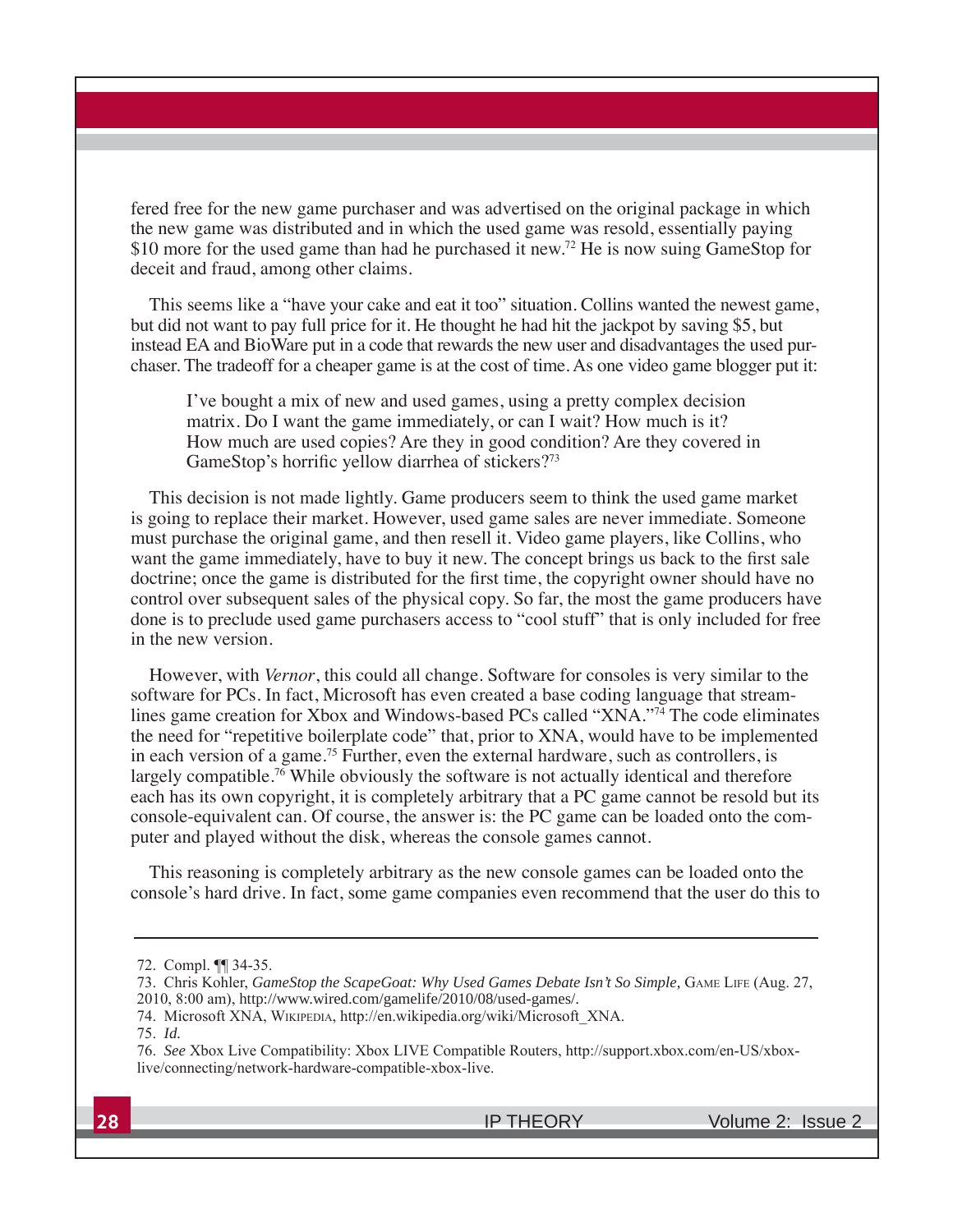fered free for the new game purchaser and was advertised on the original package in which the new game was distributed and in which the used game was resold, essentially paying $10 more for the used game than had he purchased it new.[72] He is now suing GameStop for deceit and fraud, among other claims.

This seems like a "have your cake and eat it too" situation. Collins wanted the newest game, but did not want to pay full price for it. He thought he had hit the jackpot by saving $5, but instead EA and BioWare put in a code that rewards the new user and disadvantages the used purchaser. The tradeoff for a cheaper game is at the cost of time. As one video game blogger put it:

> I've bought a mix of new and used games, using a pretty complex decision matrix. Do I want the game immediately, or can I wait? How much is it? How much are used copies? Are they in good condition? Are they covered in GameStop's horrific yellow diarrhea of stickers?[73]

This decision is not made lightly. Game producers seem to think the used game market is going to replace their market. However, used game sales are never immediate. Someone must purchase the original game, and then resell it. Video game players, like Collins, who want the game immediately, have to buy it new. The concept brings us back to the first sale doctrine; once the game is distributed for the first time, the copyright owner should have no control over subsequent sales of the physical copy. So far, the most the game producers have done is to preclude used game purchasers access to "cool stuff" that is only included for free in the new version.

However, with *Vernor*, this could all change. Software for consoles is very similar to the software for PCs. In fact, Microsoft has even created a base coding language that streamlines game creation for Xbox and Windows-based PCs called "XNA."[74] The code eliminates the need for "repetitive boilerplate code" that, prior to XNA, would have to be implemented in each version of a game.[75] Further, even the external hardware, such as controllers, is largely compatible.[76] While obviously the software is not actually identical and therefore each has its own copyright, it is completely arbitrary that a PC game cannot be resold but its console-equivalent can. Of course, the answer is: the PC game can be loaded onto the computer and played without the disk, whereas the console games cannot.

This reasoning is completely arbitrary as the new console games can be loaded onto the console's hard drive. In fact, some game companies even recommend that the user do this to

---

72. Compl. ¶¶ 34-35.

73. Chris Kohler, *GameStop the ScapeGoat: Why Used Games Debate Isn't So Simple*, GAME LIFE (Aug. 27, 2010, 8:00 am), http://www.wired.com/gamelife/2010/08/used-games/.

74. Microsoft XNA, WIKIPEDIA, http://en.wikipedia.org/wiki/Microsoft_XNA.

75. *Id.*

76. *See* Xbox Live Compatibility: Xbox LIVE Compatible Routers, http://support.xbox.com/en-US/xbox-live/connecting/network-hardware-compatible-xbox-live.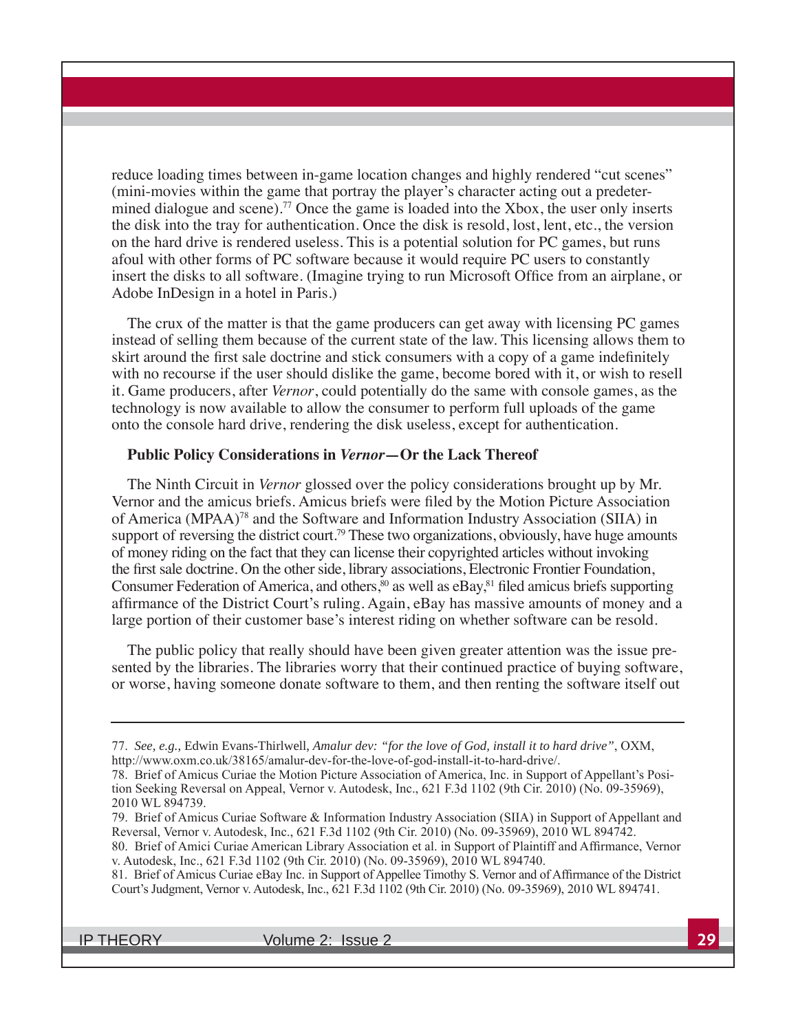reduce loading times between in-game location changes and highly rendered "cut scenes" (mini-movies within the game that portray the player's character acting out a predetermined dialogue and scene).[77] Once the game is loaded into the Xbox, the user only inserts the disk into the tray for authentication. Once the disk is resold, lost, lent, etc., the version on the hard drive is rendered useless. This is a potential solution for PC games, but runs afoul with other forms of PC software because it would require PC users to constantly insert the disks to all software. (Imagine trying to run Microsoft Office from an airplane, or Adobe InDesign in a hotel in Paris.)

The crux of the matter is that the game producers can get away with licensing PC games instead of selling them because of the current state of the law. This licensing allows them to skirt around the first sale doctrine and stick consumers with a copy of a game indefinitely with no recourse if the user should dislike the game, become bored with it, or wish to resell it. Game producers, after *Vernor*, could potentially do the same with console games, as the technology is now available to allow the consumer to perform full uploads of the game onto the console hard drive, rendering the disk useless, except for authentication.

### Public Policy Considerations in *Vernor*—Or the Lack Thereof

The Ninth Circuit in *Vernor* glossed over the policy considerations brought up by Mr. Vernor and the amicus briefs. Amicus briefs were filed by the Motion Picture Association of America (MPAA)[78] and the Software and Information Industry Association (SIIA) in support of reversing the district court.[79] These two organizations, obviously, have huge amounts of money riding on the fact that they can license their copyrighted articles without invoking the first sale doctrine. On the other side, library associations, Electronic Frontier Foundation, Consumer Federation of America, and others,[80] as well as eBay,[81] filed amicus briefs supporting affirmance of the District Court's ruling. Again, eBay has massive amounts of money and a large portion of their customer base's interest riding on whether software can be resold.

The public policy that really should have been given greater attention was the issue presented by the libraries. The libraries worry that their continued practice of buying software, or worse, having someone donate software to them, and then renting the software itself out

---

77. *See, e.g.,* Edwin Evans-Thirlwell, *Amalur dev: "for the love of God, install it to hard drive"*, OXM, http://www.oxm.co.uk/38165/amalur-dev-for-the-love-of-god-install-it-to-hard-drive/.

78. Brief of Amicus Curiae the Motion Picture Association of America, Inc. in Support of Appellant's Position Seeking Reversal on Appeal, Vernor v. Autodesk, Inc., 621 F.3d 1102 (9th Cir. 2010) (No. 09-35969), 2010 WL 894739.

79. Brief of Amicus Curiae Software & Information Industry Association (SIIA) in Support of Appellant and Reversal, Vernor v. Autodesk, Inc., 621 F.3d 1102 (9th Cir. 2010) (No. 09-35969), 2010 WL 894742.

80. Brief of Amici Curiae American Library Association et al. in Support of Plaintiff and Affirmance, Vernor v. Autodesk, Inc., 621 F.3d 1102 (9th Cir. 2010) (No. 09-35969), 2010 WL 894740.

81. Brief of Amicus Curiae eBay Inc. in Support of Appellee Timothy S. Vernor and of Affirmance of the District Court's Judgment, Vernor v. Autodesk, Inc., 621 F.3d 1102 (9th Cir. 2010) (No. 09-35969), 2010 WL 894741.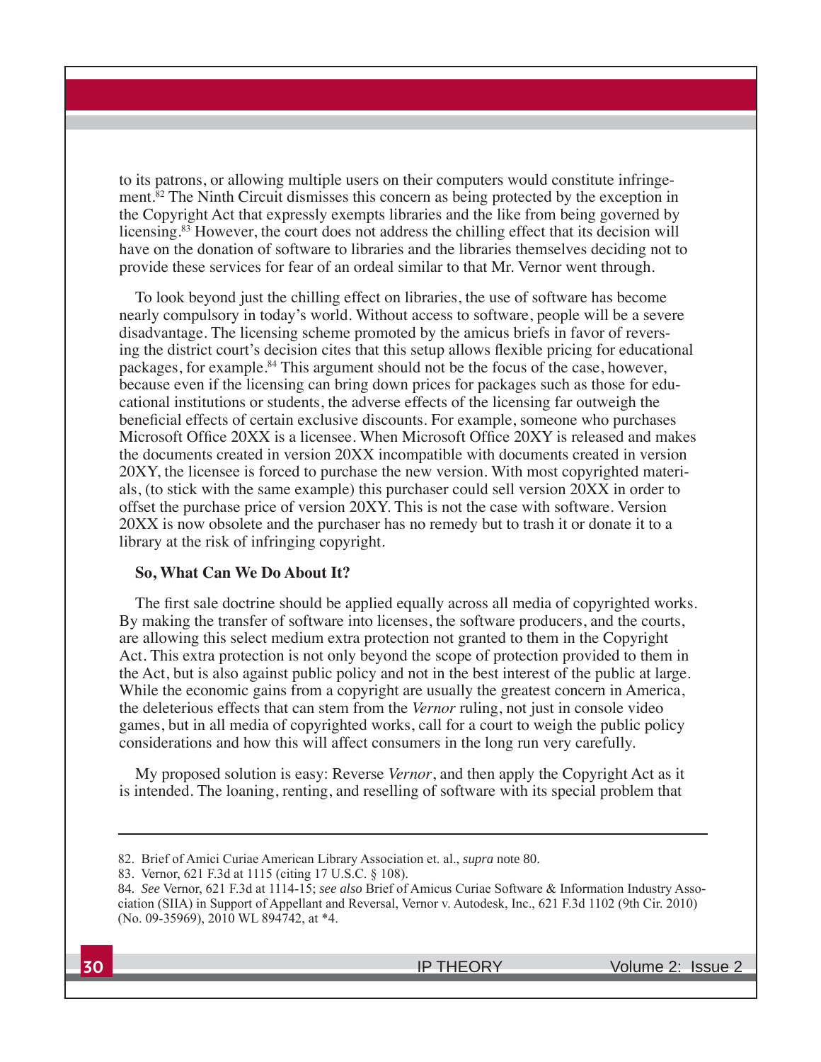to its patrons, or allowing multiple users on their computers would constitute infringement.[82] The Ninth Circuit dismisses this concern as being protected by the exception in the Copyright Act that expressly exempts libraries and the like from being governed by licensing.[83] However, the court does not address the chilling effect that its decision will have on the donation of software to libraries and the libraries themselves deciding not to provide these services for fear of an ordeal similar to that Mr. Vernor went through.

To look beyond just the chilling effect on libraries, the use of software has become nearly compulsory in today's world. Without access to software, people will be a severe disadvantage. The licensing scheme promoted by the amicus briefs in favor of reversing the district court's decision cites that this setup allows flexible pricing for educational packages, for example.[84] This argument should not be the focus of the case, however, because even if the licensing can bring down prices for packages such as those for educational institutions or students, the adverse effects of the licensing far outweigh the beneficial effects of certain exclusive discounts. For example, someone who purchases Microsoft Office 20XX is a licensee. When Microsoft Office 20XY is released and makes the documents created in version 20XX incompatible with documents created in version 20XY, the licensee is forced to purchase the new version. With most copyrighted materials, (to stick with the same example) this purchaser could sell version 20XX in order to offset the purchase price of version 20XY. This is not the case with software. Version 20XX is now obsolete and the purchaser has no remedy but to trash it or donate it to a library at the risk of infringing copyright.

**So, What Can We Do About It?**

The first sale doctrine should be applied equally across all media of copyrighted works. By making the transfer of software into licenses, the software producers, and the courts, are allowing this select medium extra protection not granted to them in the Copyright Act. This extra protection is not only beyond the scope of protection provided to them in the Act, but is also against public policy and not in the best interest of the public at large. While the economic gains from a copyright are usually the greatest concern in America, the deleterious effects that can stem from the *Vernor* ruling, not just in console video games, but in all media of copyrighted works, call for a court to weigh the public policy considerations and how this will affect consumers in the long run very carefully.

My proposed solution is easy: Reverse *Vernor*, and then apply the Copyright Act as it is intended. The loaning, renting, and reselling of software with its special problem that

---

82. Brief of Amici Curiae American Library Association et. al., *supra* note 80.

83. Vernor, 621 F.3d at 1115 (citing 17 U.S.C. § 108).

84. *See* Vernor, 621 F.3d at 1114-15; *see also* Brief of Amicus Curiae Software & Information Industry Association (SIIA) in Support of Appellant and Reversal, Vernor v. Autodesk, Inc., 621 F.3d 1102 (9th Cir. 2010) (No. 09-35969), 2010 WL 894742, at *4.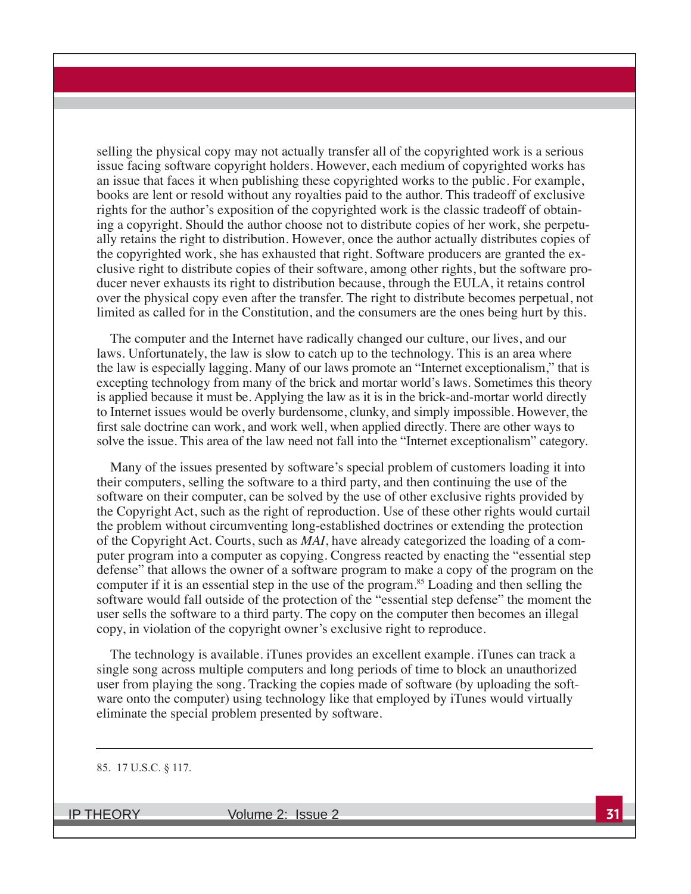selling the physical copy may not actually transfer all of the copyrighted work is a serious issue facing software copyright holders. However, each medium of copyrighted works has an issue that faces it when publishing these copyrighted works to the public. For example, books are lent or resold without any royalties paid to the author. This tradeoff of exclusive rights for the author's exposition of the copyrighted work is the classic tradeoff of obtaining a copyright. Should the author choose not to distribute copies of her work, she perpetually retains the right to distribution. However, once the author actually distributes copies of the copyrighted work, she has exhausted that right. Software producers are granted the exclusive right to distribute copies of their software, among other rights, but the software producer never exhausts its right to distribution because, through the EULA, it retains control over the physical copy even after the transfer. The right to distribute becomes perpetual, not limited as called for in the Constitution, and the consumers are the ones being hurt by this.

The computer and the Internet have radically changed our culture, our lives, and our laws. Unfortunately, the law is slow to catch up to the technology. This is an area where the law is especially lagging. Many of our laws promote an "Internet exceptionalism," that is excepting technology from many of the brick and mortar world's laws. Sometimes this theory is applied because it must be. Applying the law as it is in the brick-and-mortar world directly to Internet issues would be overly burdensome, clunky, and simply impossible. However, the first sale doctrine can work, and work well, when applied directly. There are other ways to solve the issue. This area of the law need not fall into the "Internet exceptionalism" category.

Many of the issues presented by software's special problem of customers loading it into their computers, selling the software to a third party, and then continuing the use of the software on their computer, can be solved by the use of other exclusive rights provided by the Copyright Act, such as the right of reproduction. Use of these other rights would curtail the problem without circumventing long-established doctrines or extending the protection of the Copyright Act. Courts, such as *MAI*, have already categorized the loading of a computer program into a computer as copying. Congress reacted by enacting the "essential step defense" that allows the owner of a software program to make a copy of the program on the computer if it is an essential step in the use of the program.[85] Loading and then selling the software would fall outside of the protection of the "essential step defense" the moment the user sells the software to a third party. The copy on the computer then becomes an illegal copy, in violation of the copyright owner's exclusive right to reproduce.

The technology is available. iTunes provides an excellent example. iTunes can track a single song across multiple computers and long periods of time to block an unauthorized user from playing the song. Tracking the copies made of software (by uploading the software onto the computer) using technology like that employed by iTunes would virtually eliminate the special problem presented by software.

---

85. 17 U.S.C. § 117.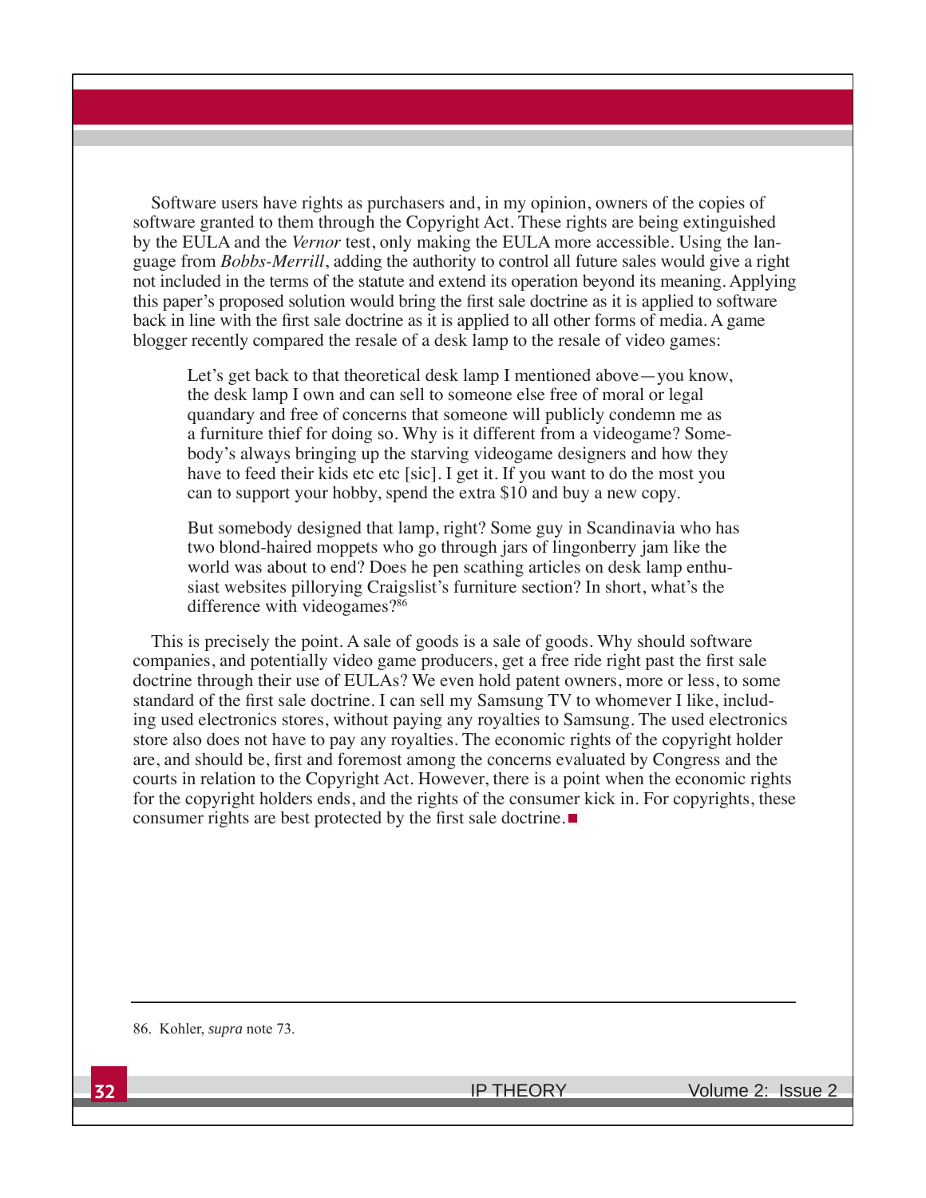Software users have rights as purchasers and, in my opinion, owners of the copies of software granted to them through the Copyright Act. These rights are being extinguished by the EULA and the *Vernor* test, only making the EULA more accessible. Using the language from *Bobbs-Merrill*, adding the authority to control all future sales would give a right not included in the terms of the statute and extend its operation beyond its meaning. Applying this paper's proposed solution would bring the first sale doctrine as it is applied to software back in line with the first sale doctrine as it is applied to all other forms of media. A game blogger recently compared the resale of a desk lamp to the resale of video games:

> Let's get back to that theoretical desk lamp I mentioned above—you know, the desk lamp I own and can sell to someone else free of moral or legal quandary and free of concerns that someone will publicly condemn me as a furniture thief for doing so. Why is it different from a videogame? Somebody's always bringing up the starving videogame designers and how they have to feed their kids etc etc [sic]. I get it. If you want to do the most you can to support your hobby, spend the extra $10 and buy a new copy.
>
> But somebody designed that lamp, right? Some guy in Scandinavia who has two blond-haired moppets who go through jars of lingonberry jam like the world was about to end? Does he pen scathing articles on desk lamp enthusiast websites pillorying Craigslist's furniture section? In short, what's the difference with videogames?[86]

This is precisely the point. A sale of goods is a sale of goods. Why should software companies, and potentially video game producers, get a free ride right past the first sale doctrine through their use of EULAs? We even hold patent owners, more or less, to some standard of the first sale doctrine. I can sell my Samsung TV to whomever I like, including used electronics stores, without paying any royalties to Samsung. The used electronics store also does not have to pay any royalties. The economic rights of the copyright holder are, and should be, first and foremost among the concerns evaluated by Congress and the courts in relation to the Copyright Act. However, there is a point when the economic rights for the copyright holders ends, and the rights of the consumer kick in. For copyrights, these consumer rights are best protected by the first sale doctrine. ■

---

86. Kohler, *supra* note 73.